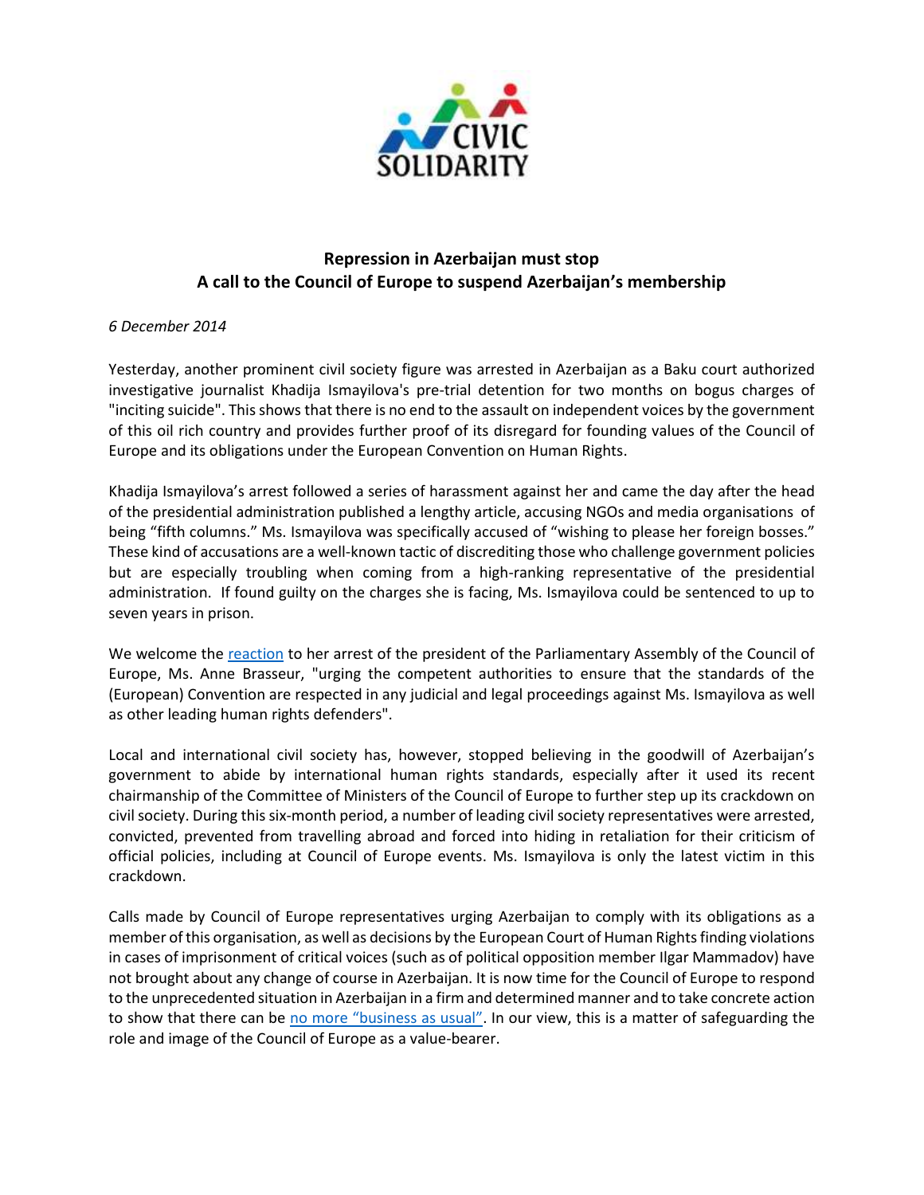**Repression in Azerbaijan must stop**
**A call to the Council of Europe to suspend Azerbaijan's membership**

*6 December 2014*

Yesterday, another prominent civil society figure was arrested in Azerbaijan as a Baku court authorized investigative journalist Khadija Ismayilova's pre-trial detention for two months on bogus charges of "inciting suicide". This shows that there is no end to the assault on independent voices by the government of this oil rich country and provides further proof of its disregard for founding values of the Council of Europe and its obligations under the European Convention on Human Rights.

Khadija Ismayilova's arrest followed a series of harassment against her and came the day after the head of the presidential administration published a lengthy article, accusing NGOs and media organisations of being "fifth columns." Ms. Ismayilova was specifically accused of "wishing to please her foreign bosses." These kind of accusations are a well-known tactic of discrediting those who challenge government policies but are especially troubling when coming from a high-ranking representative of the presidential administration. If found guilty on the charges she is facing, Ms. Ismayilova could be sentenced to up to seven years in prison.

We welcome the reaction to her arrest of the president of the Parliamentary Assembly of the Council of Europe, Ms. Anne Brasseur, "urging the competent authorities to ensure that the standards of the (European) Convention are respected in any judicial and legal proceedings against Ms. Ismayilova as well as other leading human rights defenders".

Local and international civil society has, however, stopped believing in the goodwill of Azerbaijan's government to abide by international human rights standards, especially after it used its recent chairmanship of the Committee of Ministers of the Council of Europe to further step up its crackdown on civil society. During this six-month period, a number of leading civil society representatives were arrested, convicted, prevented from travelling abroad and forced into hiding in retaliation for their criticism of official policies, including at Council of Europe events. Ms. Ismayilova is only the latest victim in this crackdown.

Calls made by Council of Europe representatives urging Azerbaijan to comply with its obligations as a member of this organisation, as well as decisions by the European Court of Human Rights finding violations in cases of imprisonment of critical voices (such as of political opposition member Ilgar Mammadov) have not brought about any change of course in Azerbaijan. It is now time for the Council of Europe to respond to the unprecedented situation in Azerbaijan in a firm and determined manner and to take concrete action to show that there can be no more "business as usual". In our view, this is a matter of safeguarding the role and image of the Council of Europe as a value-bearer.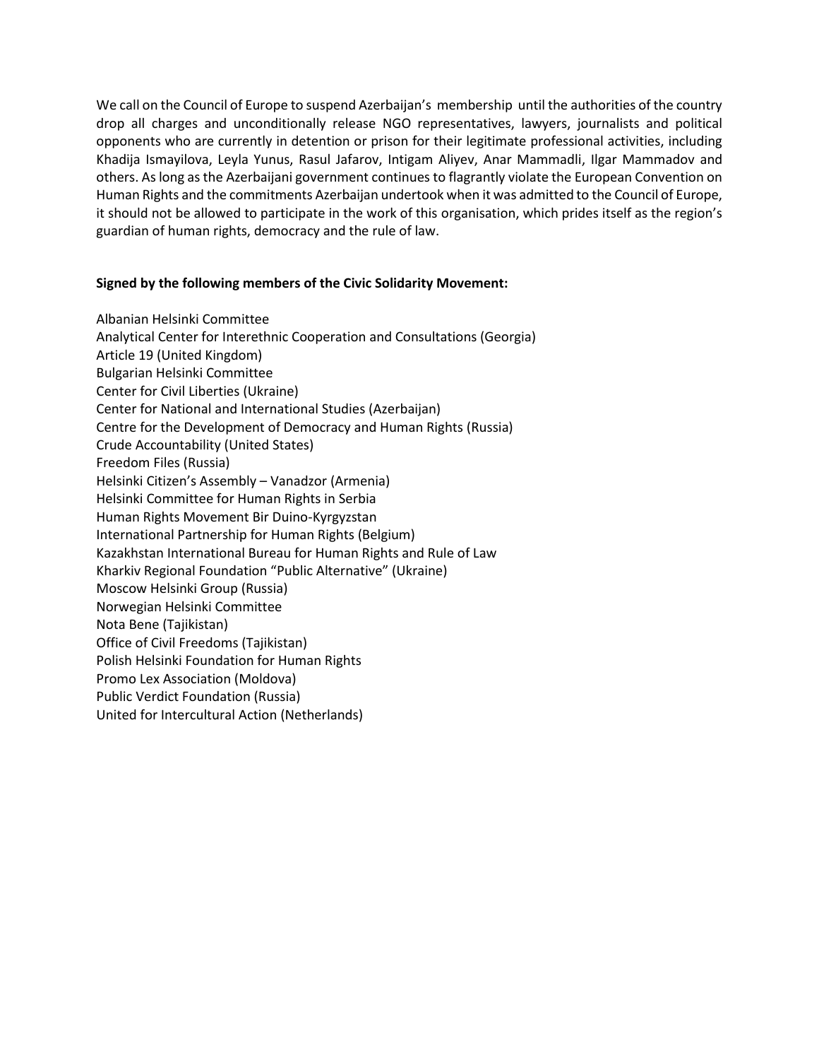We call on the Council of Europe to suspend Azerbaijan's membership until the authorities of the country drop all charges and unconditionally release NGO representatives, lawyers, journalists and political opponents who are currently in detention or prison for their legitimate professional activities, including Khadija Ismayilova, Leyla Yunus, Rasul Jafarov, Intigam Aliyev, Anar Mammadli, Ilgar Mammadov and others. As long as the Azerbaijani government continues to flagrantly violate the European Convention on Human Rights and the commitments Azerbaijan undertook when it was admitted to the Council of Europe, it should not be allowed to participate in the work of this organisation, which prides itself as the region's guardian of human rights, democracy and the rule of law.

**Signed by the following members of the Civic Solidarity Movement:**

Albanian Helsinki Committee
Analytical Center for Interethnic Cooperation and Consultations (Georgia)
Article 19 (United Kingdom)
Bulgarian Helsinki Committee
Center for Civil Liberties (Ukraine)
Center for National and International Studies (Azerbaijan)
Centre for the Development of Democracy and Human Rights (Russia)
Crude Accountability (United States)
Freedom Files (Russia)
Helsinki Citizen's Assembly – Vanadzor (Armenia)
Helsinki Committee for Human Rights in Serbia
Human Rights Movement Bir Duino-Kyrgyzstan
International Partnership for Human Rights (Belgium)
Kazakhstan International Bureau for Human Rights and Rule of Law
Kharkiv Regional Foundation "Public Alternative" (Ukraine)
Moscow Helsinki Group (Russia)
Norwegian Helsinki Committee
Nota Bene (Tajikistan)
Office of Civil Freedoms (Tajikistan)
Polish Helsinki Foundation for Human Rights
Promo Lex Association (Moldova)
Public Verdict Foundation (Russia)
United for Intercultural Action (Netherlands)